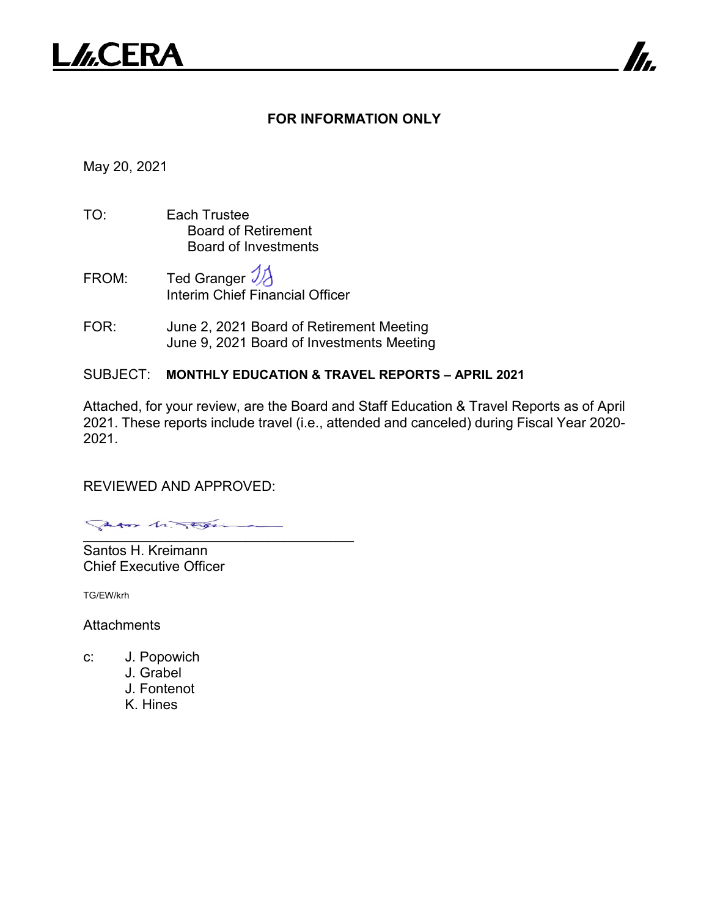LACERA

**FOR INFORMATION ONLY**

May 20, 2021

TO: Each Trustee
Board of Retirement
Board of Investments

FROM: Ted Granger
Interim Chief Financial Officer

FOR: June 2, 2021 Board of Retirement Meeting
June 9, 2021 Board of Investments Meeting

SUBJECT: **MONTHLY EDUCATION & TRAVEL REPORTS – APRIL 2021**

Attached, for your review, are the Board and Staff Education & Travel Reports as of April 2021. These reports include travel (i.e., attended and canceled) during Fiscal Year 2020-2021.

REVIEWED AND APPROVED:

Santos H. Kreimann
Chief Executive Officer

TG/EW/krh

Attachments

c: J. Popowich
J. Grabel
J. Fontenot
K. Hines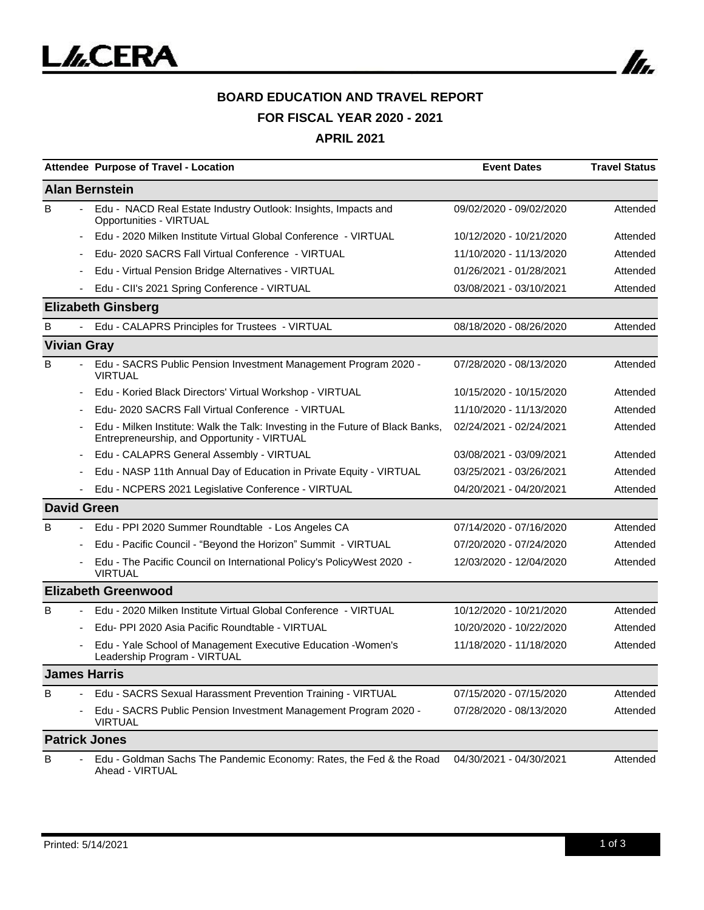# BOARD EDUCATION AND TRAVEL REPORT

## FOR FISCAL YEAR 2020 - 2021

## APRIL 2021

| Attendee | Purpose of Travel - Location | Event Dates | Travel Status |
|---|---|---|---|
| **Alan Bernstein** | | | |
| B | - Edu - NACD Real Estate Industry Outlook: Insights, Impacts and Opportunities - VIRTUAL | 09/02/2020 - 09/02/2020 | Attended |
| | - Edu - 2020 Milken Institute Virtual Global Conference - VIRTUAL | 10/12/2020 - 10/21/2020 | Attended |
| | - Edu- 2020 SACRS Fall Virtual Conference - VIRTUAL | 11/10/2020 - 11/13/2020 | Attended |
| | - Edu - Virtual Pension Bridge Alternatives - VIRTUAL | 01/26/2021 - 01/28/2021 | Attended |
| | - Edu - CII's 2021 Spring Conference - VIRTUAL | 03/08/2021 - 03/10/2021 | Attended |
| **Elizabeth Ginsberg** | | | |
| B | - Edu - CALAPRS Principles for Trustees - VIRTUAL | 08/18/2020 - 08/26/2020 | Attended |
| **Vivian Gray** | | | |
| B | - Edu - SACRS Public Pension Investment Management Program 2020 - VIRTUAL | 07/28/2020 - 08/13/2020 | Attended |
| | - Edu - Koried Black Directors' Virtual Workshop - VIRTUAL | 10/15/2020 - 10/15/2020 | Attended |
| | - Edu- 2020 SACRS Fall Virtual Conference - VIRTUAL | 11/10/2020 - 11/13/2020 | Attended |
| | - Edu - Milken Institute: Walk the Talk: Investing in the Future of Black Banks, Entrepreneurship, and Opportunity - VIRTUAL | 02/24/2021 - 02/24/2021 | Attended |
| | - Edu - CALAPRS General Assembly - VIRTUAL | 03/08/2021 - 03/09/2021 | Attended |
| | - Edu - NASP 11th Annual Day of Education in Private Equity - VIRTUAL | 03/25/2021 - 03/26/2021 | Attended |
| | - Edu - NCPERS 2021 Legislative Conference - VIRTUAL | 04/20/2021 - 04/20/2021 | Attended |
| **David Green** | | | |
| B | - Edu - PPI 2020 Summer Roundtable - Los Angeles CA | 07/14/2020 - 07/16/2020 | Attended |
| | - Edu - Pacific Council - "Beyond the Horizon" Summit - VIRTUAL | 07/20/2020 - 07/24/2020 | Attended |
| | - Edu - The Pacific Council on International Policy's PolicyWest 2020 - VIRTUAL | 12/03/2020 - 12/04/2020 | Attended |
| **Elizabeth Greenwood** | | | |
| B | - Edu - 2020 Milken Institute Virtual Global Conference - VIRTUAL | 10/12/2020 - 10/21/2020 | Attended |
| | - Edu- PPI 2020 Asia Pacific Roundtable - VIRTUAL | 10/20/2020 - 10/22/2020 | Attended |
| | - Edu - Yale School of Management Executive Education -Women's Leadership Program - VIRTUAL | 11/18/2020 - 11/18/2020 | Attended |
| **James Harris** | | | |
| B | - Edu - SACRS Sexual Harassment Prevention Training - VIRTUAL | 07/15/2020 - 07/15/2020 | Attended |
| | - Edu - SACRS Public Pension Investment Management Program 2020 - VIRTUAL | 07/28/2020 - 08/13/2020 | Attended |
| **Patrick Jones** | | | |
| B | - Edu - Goldman Sachs The Pandemic Economy: Rates, the Fed & the Road Ahead - VIRTUAL | 04/30/2021 - 04/30/2021 | Attended |

Printed: 5/14/2021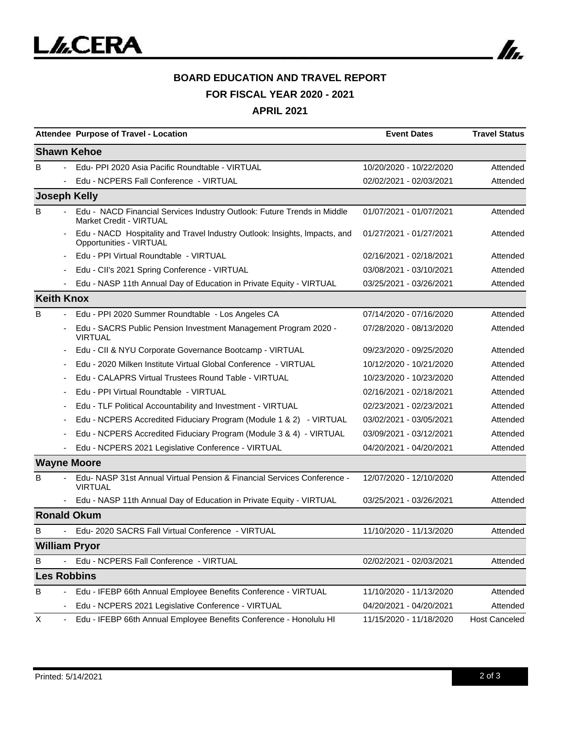## BOARD EDUCATION AND TRAVEL REPORT

## FOR FISCAL YEAR 2020 - 2021

## APRIL 2021

| Attendee | | Purpose of Travel - Location | Event Dates | Travel Status |
|---|---|---|---|---|
| **Shawn Kehoe** | | | | |
| B | - | Edu- PPI 2020 Asia Pacific Roundtable - VIRTUAL | 10/20/2020 - 10/22/2020 | Attended |
| | - | Edu - NCPERS Fall Conference - VIRTUAL | 02/02/2021 - 02/03/2021 | Attended |
| **Joseph Kelly** | | | | |
| B | - | Edu - NACD Financial Services Industry Outlook: Future Trends in Middle Market Credit - VIRTUAL | 01/07/2021 - 01/07/2021 | Attended |
| | - | Edu - NACD Hospitality and Travel Industry Outlook: Insights, Impacts, and Opportunities - VIRTUAL | 01/27/2021 - 01/27/2021 | Attended |
| | - | Edu - PPI Virtual Roundtable - VIRTUAL | 02/16/2021 - 02/18/2021 | Attended |
| | - | Edu - CII's 2021 Spring Conference - VIRTUAL | 03/08/2021 - 03/10/2021 | Attended |
| | - | Edu - NASP 11th Annual Day of Education in Private Equity - VIRTUAL | 03/25/2021 - 03/26/2021 | Attended |
| **Keith Knox** | | | | |
| B | - | Edu - PPI 2020 Summer Roundtable - Los Angeles CA | 07/14/2020 - 07/16/2020 | Attended |
| | - | Edu - SACRS Public Pension Investment Management Program 2020 - VIRTUAL | 07/28/2020 - 08/13/2020 | Attended |
| | - | Edu - CII & NYU Corporate Governance Bootcamp - VIRTUAL | 09/23/2020 - 09/25/2020 | Attended |
| | - | Edu - 2020 Milken Institute Virtual Global Conference - VIRTUAL | 10/12/2020 - 10/21/2020 | Attended |
| | - | Edu - CALAPRS Virtual Trustees Round Table - VIRTUAL | 10/23/2020 - 10/23/2020 | Attended |
| | - | Edu - PPI Virtual Roundtable - VIRTUAL | 02/16/2021 - 02/18/2021 | Attended |
| | - | Edu - TLF Political Accountability and Investment - VIRTUAL | 02/23/2021 - 02/23/2021 | Attended |
| | - | Edu - NCPERS Accredited Fiduciary Program (Module 1 & 2) - VIRTUAL | 03/02/2021 - 03/05/2021 | Attended |
| | - | Edu - NCPERS Accredited Fiduciary Program (Module 3 & 4) - VIRTUAL | 03/09/2021 - 03/12/2021 | Attended |
| | - | Edu - NCPERS 2021 Legislative Conference - VIRTUAL | 04/20/2021 - 04/20/2021 | Attended |
| **Wayne Moore** | | | | |
| B | - | Edu- NASP 31st Annual Virtual Pension & Financial Services Conference - VIRTUAL | 12/07/2020 - 12/10/2020 | Attended |
| | - | Edu - NASP 11th Annual Day of Education in Private Equity - VIRTUAL | 03/25/2021 - 03/26/2021 | Attended |
| **Ronald Okum** | | | | |
| B | - | Edu- 2020 SACRS Fall Virtual Conference - VIRTUAL | 11/10/2020 - 11/13/2020 | Attended |
| **William Pryor** | | | | |
| B | - | Edu - NCPERS Fall Conference - VIRTUAL | 02/02/2021 - 02/03/2021 | Attended |
| **Les Robbins** | | | | |
| B | - | Edu - IFEBP 66th Annual Employee Benefits Conference - VIRTUAL | 11/10/2020 - 11/13/2020 | Attended |
| | - | Edu - NCPERS 2021 Legislative Conference - VIRTUAL | 04/20/2021 - 04/20/2021 | Attended |
| X | - | Edu - IFEBP 66th Annual Employee Benefits Conference - Honolulu HI | 11/15/2020 - 11/18/2020 | Host Canceled |

Printed: 5/14/2021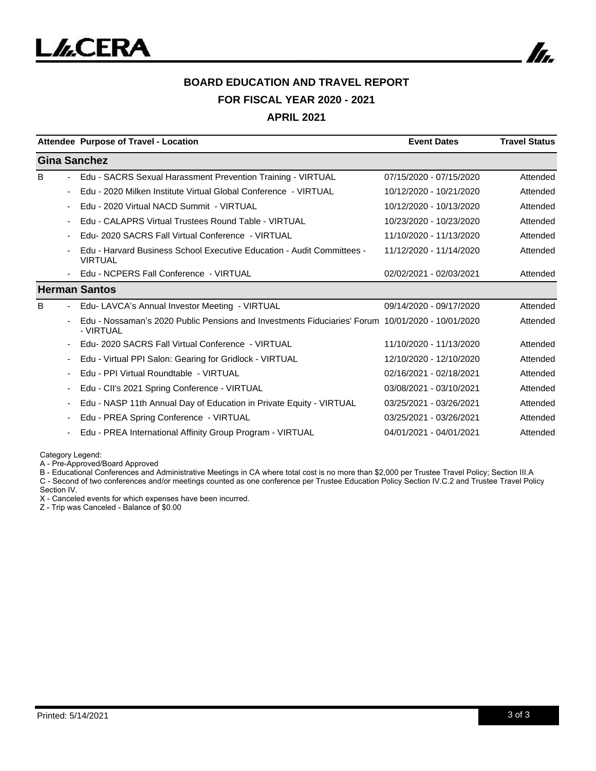**BOARD EDUCATION AND TRAVEL REPORT**

**FOR FISCAL YEAR 2020 - 2021**

**APRIL 2021**

| Attendee | | Purpose of Travel - Location | Event Dates | Travel Status |
|---|---|---|---|---|
| **Gina Sanchez** | | | | |
| B | - | Edu - SACRS Sexual Harassment Prevention Training - VIRTUAL | 07/15/2020 - 07/15/2020 | Attended |
| | - | Edu - 2020 Milken Institute Virtual Global Conference - VIRTUAL | 10/12/2020 - 10/21/2020 | Attended |
| | - | Edu - 2020 Virtual NACD Summit - VIRTUAL | 10/12/2020 - 10/13/2020 | Attended |
| | - | Edu - CALAPRS Virtual Trustees Round Table - VIRTUAL | 10/23/2020 - 10/23/2020 | Attended |
| | - | Edu- 2020 SACRS Fall Virtual Conference - VIRTUAL | 11/10/2020 - 11/13/2020 | Attended |
| | - | Edu - Harvard Business School Executive Education - Audit Committees - VIRTUAL | 11/12/2020 - 11/14/2020 | Attended |
| | - | Edu - NCPERS Fall Conference - VIRTUAL | 02/02/2021 - 02/03/2021 | Attended |
| **Herman Santos** | | | | |
| B | - | Edu- LAVCA's Annual Investor Meeting - VIRTUAL | 09/14/2020 - 09/17/2020 | Attended |
| | - | Edu - Nossaman's 2020 Public Pensions and Investments Fiduciaries' Forum - VIRTUAL | 10/01/2020 - 10/01/2020 | Attended |
| | - | Edu- 2020 SACRS Fall Virtual Conference - VIRTUAL | 11/10/2020 - 11/13/2020 | Attended |
| | - | Edu - Virtual PPI Salon: Gearing for Gridlock - VIRTUAL | 12/10/2020 - 12/10/2020 | Attended |
| | - | Edu - PPI Virtual Roundtable - VIRTUAL | 02/16/2021 - 02/18/2021 | Attended |
| | - | Edu - CII's 2021 Spring Conference - VIRTUAL | 03/08/2021 - 03/10/2021 | Attended |
| | - | Edu - NASP 11th Annual Day of Education in Private Equity - VIRTUAL | 03/25/2021 - 03/26/2021 | Attended |
| | - | Edu - PREA Spring Conference - VIRTUAL | 03/25/2021 - 03/26/2021 | Attended |
| | - | Edu - PREA International Affinity Group Program - VIRTUAL | 04/01/2021 - 04/01/2021 | Attended |

Category Legend:
A - Pre-Approved/Board Approved
B - Educational Conferences and Administrative Meetings in CA where total cost is no more than $2,000 per Trustee Travel Policy; Section III.A
C - Second of two conferences and/or meetings counted as one conference per Trustee Education Policy Section IV.C.2 and Trustee Travel Policy Section IV.
X - Canceled events for which expenses have been incurred.
Z - Trip was Canceled - Balance of $0.00

Printed: 5/14/2021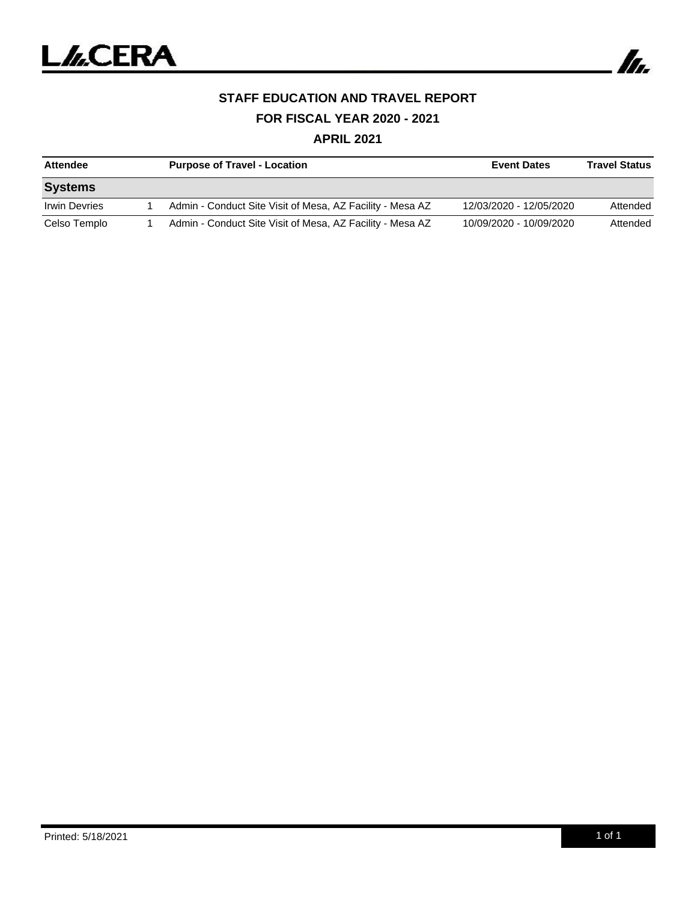L//.CERA

## STAFF EDUCATION AND TRAVEL REPORT

## FOR FISCAL YEAR 2020 - 2021

## APRIL 2021

| Attendee | | Purpose of Travel - Location | Event Dates | Travel Status |
|---|---|---|---|---|
| **Systems** | | | | |
| Irwin Devries | 1 | Admin - Conduct Site Visit of Mesa, AZ Facility - Mesa AZ | 12/03/2020 - 12/05/2020 | Attended |
| Celso Templo | 1 | Admin - Conduct Site Visit of Mesa, AZ Facility - Mesa AZ | 10/09/2020 - 10/09/2020 | Attended |

Printed: 5/18/2021